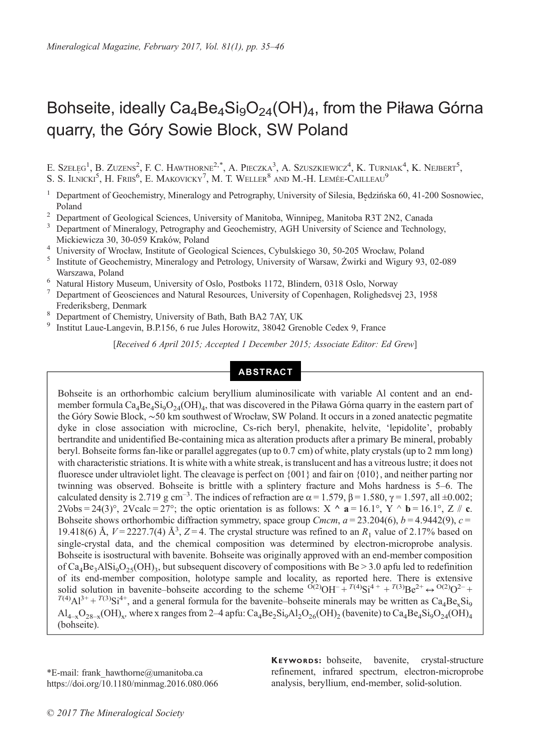# Bohseite, ideally $Ca_4Be_4Si_9O_{24}(OH)_4$, from the Piława Górna quarry, the Góry Sowie Block, SW Poland

E. Szełęg[1], B. Zuzens[2], F. C. Hawthorne[2,*], A. Pieczka[3], A. Szuszkiewicz[4], K. Turniak[4], K. Nejbert[5], S. S. Ilnicki[5], H. Friis[6], E. Makovicky[7], M. T. Weller[8] and M.-H. Lemée-Cailleau[9]

[1] Department of Geochemistry, Mineralogy and Petrography, University of Silesia, Będzińska 60, 41-200 Sosnowiec, Poland

[2] Department of Geological Sciences, University of Manitoba, Winnipeg, Manitoba R3T 2N2, Canada

[3] Department of Mineralogy, Petrography and Geochemistry, AGH University of Science and Technology, Mickiewicza 30, 30-059 Kraków, Poland

[4] University of Wrocław, Institute of Geological Sciences, Cybulskiego 30, 50-205 Wrocław, Poland

[5] Institute of Geochemistry, Mineralogy and Petrology, University of Warsaw, Żwirki and Wigury 93, 02-089 Warszawa, Poland

[6] Natural History Museum, University of Oslo, Postboks 1172, Blindern, 0318 Oslo, Norway

[7] Department of Geosciences and Natural Resources, University of Copenhagen, Rolighedsvej 23, 1958 Frederiksberg, Denmark

[8] Department of Chemistry, University of Bath, Bath BA2 7AY, UK

[9] Institut Laue-Langevin, B.P.156, 6 rue Jules Horowitz, 38042 Grenoble Cedex 9, France

*[Received 6 April 2015; Accepted 1 December 2015; Associate Editor: Ed Grew]*

## ABSTRACT

Bohseite is an orthorhombic calcium beryllium aluminosilicate with variable Al content and an end-member formula $Ca_4Be_4Si_9O_{24}(OH)_4$, that was discovered in the Piława Górna quarry in the eastern part of the Góry Sowie Block, ~50 km southwest of Wrocław, SW Poland. It occurs in a zoned anatectic pegmatite dyke in close association with microcline, Cs-rich beryl, phenakite, helvite, 'lepidolite', probably bertrandite and unidentified Be-containing mica as alteration products after a primary Be mineral, probably beryl. Bohseite forms fan-like or parallel aggregates (up to 0.7 cm) of white, platy crystals (up to 2 mm long) with characteristic striations. It is white with a white streak, is translucent and has a vitreous lustre; it does not fluoresce under ultraviolet light. The cleavage is perfect on {001} and fair on {010}, and neither parting nor twinning was observed. Bohseite is brittle with a splintery fracture and Mohs hardness is 5–6. The calculated density is 2.719 g cm$^{-3}$. The indices of refraction are $\alpha = 1.579$, $\beta = 1.580$, $\gamma = 1.597$, all ±0.002; $2V_{obs} = 24(3)°$, $2V_{calc} = 27°$; the optic orientation is as follows: X ^ **a** = 16.1°, Y ^ **b** = 16.1°, Z // **c**. Bohseite shows orthorhombic diffraction symmetry, space group *Cmcm*, *a* = 23.204(6), *b* = 4.9442(9), *c* = 19.418(6) Å, *V* = 2227.7(4) Å$^3$, *Z* = 4. The crystal structure was refined to an $R_1$ value of 2.17% based on single-crystal data, and the chemical composition was determined by electron-microprobe analysis. Bohseite is isostructural with bavenite. Bohseite was originally approved with an end-member composition of $Ca_4Be_3AlSi_9O_{25}(OH)_3$, but subsequent discovery of compositions with Be > 3.0 apfu led to redefinition of its end-member composition, holotype sample and locality, as reported here. There is extensive solid solution in bavenite–bohseite according to the scheme $^{O(2)}OH^{-} + {}^{T(4)}Si^{4+} + {}^{T(3)}Be^{2+} \leftrightarrow {}^{O(2)}O^{2-} + {}^{T(4)}Al^{3+} + {}^{T(3)}Si^{4+}$, and a general formula for the bavenite–bohseite minerals may be written as $Ca_4Be_xSi_9Al_{4-x}O_{28-x}(OH)_x$, where x ranges from 2–4 apfu: $Ca_4Be_2Si_9Al_2O_{26}(OH)_2$ (bavenite) to $Ca_4Be_4Si_9O_{24}(OH)_4$ (bohseite).

**Keywords:** bohseite, bavenite, crystal-structure refinement, infrared spectrum, electron-microprobe analysis, beryllium, end-member, solid-solution.

*E-mail: frank_hawthorne@umanitoba.ca
https://doi.org/10.1180/minmag.2016.080.066

© 2017 The Mineralogical Society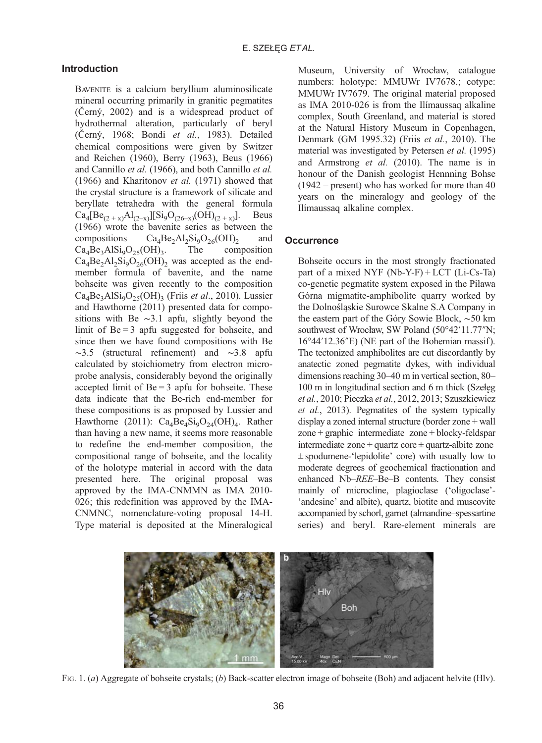## Introduction

Bavenite is a calcium beryllium aluminosilicate mineral occurring primarily in granitic pegmatites (Černý, 2002) and is a widespread product of hydrothermal alteration, particularly of beryl (Černý, 1968; Bondi *et al.*, 1983). Detailed chemical compositions were given by Switzer and Reichen (1960), Berry (1963), Beus (1966) and Cannillo *et al.* (1966), and both Cannillo *et al.* (1966) and Kharitonov *et al.* (1971) showed that the crystal structure is a framework of silicate and beryllate tetrahedra with the general formula $Ca_4[Be_{(2+x)}Al_{(2-x)}][Si_9O_{(26-x)}(OH)_{(2+x)}]$. Beus (1966) wrote the bavenite series as between the compositions $Ca_4Be_2Al_2Si_9O_{26}(OH)_2$ and $Ca_4Be_3AlSi_9O_{25}(OH)_3$. The composition $Ca_4Be_2Al_2Si_9O_{26}(OH)_2$ was accepted as the end-member formula of bavenite, and the name bohseite was given recently to the composition $Ca_4Be_3AlSi_9O_{25}(OH)_3$ (Friis *et al*., 2010). Lussier and Hawthorne (2011) presented data for compositions with Be ~3.1 apfu, slightly beyond the limit of Be = 3 apfu suggested for bohseite, and since then we have found compositions with Be ~3.5 (structural refinement) and ~3.8 apfu calculated by stoichiometry from electron microprobe analysis, considerably beyond the originally accepted limit of Be = 3 apfu for bohseite. These data indicate that the Be-rich end-member for these compositions is as proposed by Lussier and Hawthorne (2011): $Ca_4Be_4Si_9O_{24}(OH)_4$. Rather than having a new name, it seems more reasonable to redefine the end-member composition, the compositional range of bohseite, and the locality of the holotype material in accord with the data presented here. The original proposal was approved by the IMA-CNMMN as IMA 2010-026; this redefinition was approved by the IMA-CNMNC, nomenclature-voting proposal 14-H. Type material is deposited at the Mineralogical Museum, University of Wrocław, catalogue numbers: holotype: MMUWr IV7678.; cotype: MMUWr IV7679. The original material proposed as IMA 2010-026 is from the Ilímaussaq alkaline complex, South Greenland, and material is stored at the Natural History Museum in Copenhagen, Denmark (GM 1995.32) (Friis *et al.*, 2010). The material was investigated by Petersen *et al.* (1995) and Armstrong *et al.* (2010). The name is in honour of the Danish geologist Hennning Bohse (1942 – present) who has worked for more than 40 years on the mineralogy and geology of the Ilímaussaq alkaline complex.

## Occurrence

Bohseite occurs in the most strongly fractionated part of a mixed NYF (Nb-Y-F) + LCT (Li-Cs-Ta) co-genetic pegmatite system exposed in the Piława Górna migmatite-amphibolite quarry worked by the Dolnośląskie Surowce Skalne S.A Company in the eastern part of the Góry Sowie Block, ~50 km southwest of Wrocław, SW Poland (50°42′11.77″N; 16°44′12.36″E) (NE part of the Bohemian massif). The tectonized amphibolites are cut discordantly by anatectic zoned pegmatite dykes, with individual dimensions reaching 30–40 m in vertical section, 80–100 m in longitudinal section and 6 m thick (Szełęg *et al.*, 2010; Pieczka *et al.*, 2012, 2013; Szuszkiewicz *et al.*, 2013). Pegmatites of the system typically display a zoned internal structure (border zone + wall zone + graphic intermediate zone + blocky-feldspar intermediate zone + quartz core ± quartz-albite zone ± spodumene-'lepidolite' core) with usually low to moderate degrees of geochemical fractionation and enhanced Nb–*REE*–Be–B contents. They consist mainly of microcline, plagioclase ('oligoclase'-'andesine' and albite), quartz, biotite and muscovite accompanied by schorl, garnet (almandine–spessartine series) and beryl. Rare-element minerals are

Fig. 1. (*a*) Aggregate of bohseite crystals; (*b*) Back-scatter electron image of bohseite (Boh) and adjacent helvite (Hlv).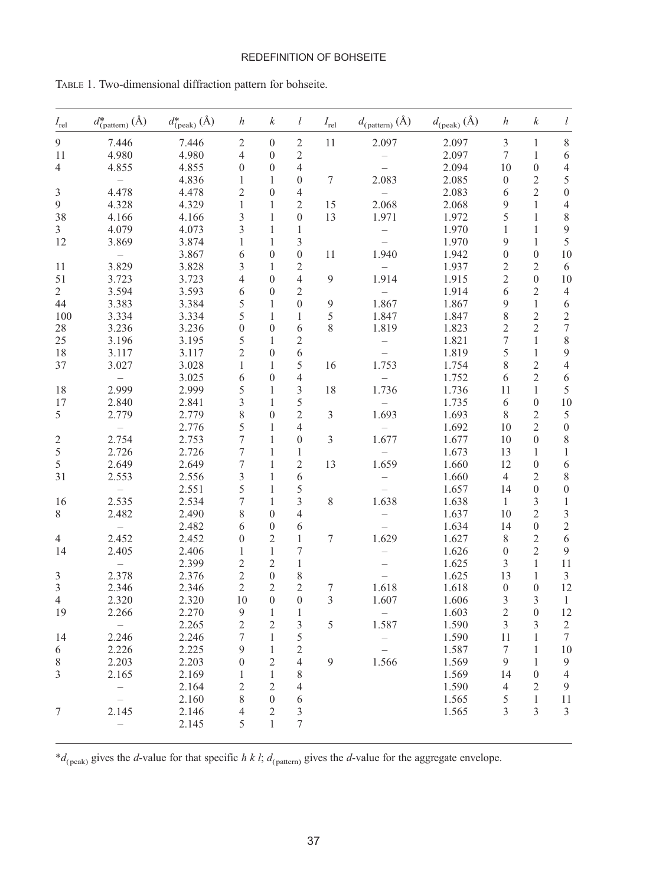Table 1. Two-dimensional diffraction pattern for bohseite.

| $I_{rel}$ | $d^*_{(pattern)}$ (Å) | $d^*_{(peak)}$ (Å) | $h$ | $k$ | $l$ | $I_{rel}$ | $d_{(pattern)}$ (Å) | $d_{(peak)}$ (Å) | $h$ | $k$ | $l$ |
|---|---|---|---|---|---|---|---|---|---|---|---|
| 9 | 7.446 | 7.446 | 2 | 0 | 2 | 11 | 2.097 | 2.097 | 3 | 1 | 8 |
| 11 | 4.980 | 4.980 | 4 | 0 | 2 | | – | 2.097 | 7 | 1 | 6 |
| 4 | 4.855 | 4.855 | 0 | 0 | 4 | | – | 2.094 | 10 | 0 | 4 |
| | – | 4.836 | 1 | 1 | 0 | 7 | 2.083 | 2.085 | 0 | 2 | 5 |
| 3 | 4.478 | 4.478 | 2 | 0 | 4 | | – | 2.083 | 6 | 2 | 0 |
| 9 | 4.328 | 4.329 | 1 | 1 | 2 | 15 | 2.068 | 2.068 | 9 | 1 | 4 |
| 38 | 4.166 | 4.166 | 3 | 1 | 0 | 13 | 1.971 | 1.972 | 5 | 1 | 8 |
| 3 | 4.079 | 4.073 | 3 | 1 | 1 | | – | 1.970 | 1 | 1 | 9 |
| 12 | 3.869 | 3.874 | 1 | 1 | 3 | | – | 1.970 | 9 | 1 | 5 |
| | – | 3.867 | 6 | 0 | 0 | 11 | 1.940 | 1.942 | 0 | 0 | 10 |
| 11 | 3.829 | 3.828 | 3 | 1 | 2 | | – | 1.937 | 2 | 2 | 6 |
| 51 | 3.723 | 3.723 | 4 | 0 | 4 | 9 | 1.914 | 1.915 | 2 | 0 | 10 |
| 2 | 3.594 | 3.593 | 6 | 0 | 2 | | – | 1.914 | 6 | 2 | 4 |
| 44 | 3.383 | 3.384 | 5 | 1 | 0 | 9 | 1.867 | 1.867 | 9 | 1 | 6 |
| 100 | 3.334 | 3.334 | 5 | 1 | 1 | 5 | 1.847 | 1.847 | 8 | 2 | 2 |
| 28 | 3.236 | 3.236 | 0 | 0 | 6 | 8 | 1.819 | 1.823 | 2 | 2 | 7 |
| 25 | 3.196 | 3.195 | 5 | 1 | 2 | | – | 1.821 | 7 | 1 | 8 |
| 18 | 3.117 | 3.117 | 2 | 0 | 6 | | – | 1.819 | 5 | 1 | 9 |
| 37 | 3.027 | 3.028 | 1 | 1 | 5 | 16 | 1.753 | 1.754 | 8 | 2 | 4 |
| | – | 3.025 | 6 | 0 | 4 | | – | 1.752 | 6 | 2 | 6 |
| 18 | 2.999 | 2.999 | 5 | 1 | 3 | 18 | 1.736 | 1.736 | 11 | 1 | 5 |
| 17 | 2.840 | 2.841 | 3 | 1 | 5 | | – | 1.735 | 6 | 0 | 10 |
| 5 | 2.779 | 2.779 | 8 | 0 | 2 | 3 | 1.693 | 1.693 | 8 | 2 | 5 |
| | – | 2.776 | 5 | 1 | 4 | | – | 1.692 | 10 | 2 | 0 |
| 2 | 2.754 | 2.753 | 7 | 1 | 0 | 3 | 1.677 | 1.677 | 10 | 0 | 8 |
| 5 | 2.726 | 2.726 | 7 | 1 | 1 | | – | 1.673 | 13 | 1 | 1 |
| 5 | 2.649 | 2.649 | 7 | 1 | 2 | 13 | 1.659 | 1.660 | 12 | 0 | 6 |
| 31 | 2.553 | 2.556 | 3 | 1 | 6 | | – | 1.660 | 4 | 2 | 8 |
| | – | 2.551 | 5 | 1 | 5 | | – | 1.657 | 14 | 0 | 0 |
| 16 | 2.535 | 2.534 | 7 | 1 | 3 | 8 | 1.638 | 1.638 | 1 | 3 | 1 |
| 8 | 2.482 | 2.490 | 8 | 0 | 4 | | – | 1.637 | 10 | 2 | 3 |
| | – | 2.482 | 6 | 0 | 6 | | – | 1.634 | 14 | 0 | 2 |
| 4 | 2.452 | 2.452 | 0 | 2 | 1 | 7 | 1.629 | 1.627 | 8 | 2 | 6 |
| 14 | 2.405 | 2.406 | 1 | 1 | 7 | | – | 1.626 | 0 | 2 | 9 |
| | – | 2.399 | 2 | 2 | 1 | | – | 1.625 | 3 | 1 | 11 |
| 3 | 2.378 | 2.376 | 2 | 0 | 8 | | – | 1.625 | 13 | 1 | 3 |
| 3 | 2.346 | 2.346 | 2 | 2 | 2 | 7 | 1.618 | 1.618 | 0 | 0 | 12 |
| 4 | 2.320 | 2.320 | 10 | 0 | 0 | 3 | 1.607 | 1.606 | 3 | 3 | 1 |
| 19 | 2.266 | 2.270 | 9 | 1 | 1 | | – | 1.603 | 2 | 0 | 12 |
| | – | 2.265 | 2 | 2 | 3 | 5 | 1.587 | 1.590 | 3 | 3 | 2 |
| 14 | 2.246 | 2.246 | 7 | 1 | 5 | | – | 1.590 | 11 | 1 | 7 |
| 6 | 2.226 | 2.225 | 9 | 1 | 2 | | – | 1.587 | 7 | 1 | 10 |
| 8 | 2.203 | 2.203 | 0 | 2 | 4 | 9 | 1.566 | 1.569 | 9 | 1 | 9 |
| 3 | 2.165 | 2.169 | 1 | 1 | 8 | | | 1.569 | 14 | 0 | 4 |
| | – | 2.164 | 2 | 2 | 4 | | | 1.590 | 4 | 2 | 9 |
| | – | 2.160 | 8 | 0 | 6 | | | 1.565 | 5 | 1 | 11 |
| 7 | 2.145 | 2.146 | 4 | 2 | 3 | | | 1.565 | 3 | 3 | 3 |
| | – | 2.145 | 5 | 1 | 7 | | | | | | |

*$d_{(peak)}$ gives the $d$-value for that specific $h$ $k$ $l$; $d_{(pattern)}$ gives the $d$-value for the aggregate envelope.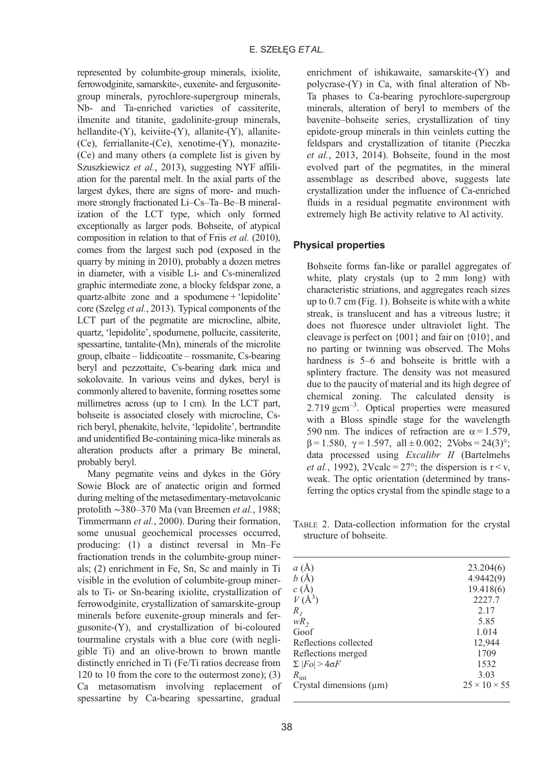represented by columbite-group minerals, ixiolite, ferrowodginite, samarskite-, euxenite- and fergusonite-group minerals, pyrochlore-supergroup minerals, Nb- and Ta-enriched varieties of cassiterite, ilmenite and titanite, gadolinite-group minerals, hellandite-(Y), keiviite-(Y), allanite-(Y), allanite-(Ce), ferriallanite-(Ce), xenotime-(Y), monazite-(Ce) and many others (a complete list is given by Szuszkiewicz *et al.*, 2013), suggesting NYF affiliation for the parental melt. In the axial parts of the largest dykes, there are signs of more- and much-more strongly fractionated Li–Cs–Ta–Be–B mineralization of the LCT type, which only formed exceptionally as larger pods. Bohseite, of atypical composition in relation to that of Friis *et al.* (2010), comes from the largest such pod (exposed in the quarry by mining in 2010), probably a dozen metres in diameter, with a visible Li- and Cs-mineralized graphic intermediate zone, a blocky feldspar zone, a quartz-albite zone and a spodumene + 'lepidolite' core (Szełęg *et al.*, 2013). Typical components of the LCT part of the pegmatite are microcline, albite, quartz, 'lepidolite', spodumene, pollucite, cassiterite, spessartine, tantalite-(Mn), minerals of the microlite group, elbaite – liddicoatite – rossmanite, Cs-bearing beryl and pezzottaite, Cs-bearing dark mica and sokolovaite. In various veins and dykes, beryl is commonly altered to bavenite, forming rosettes some millimetres across (up to 1 cm). In the LCT part, bohseite is associated closely with microcline, Cs-rich beryl, phenakite, helvite, 'lepidolite', bertrandite and unidentified Be-containing mica-like minerals as alteration products after a primary Be mineral, probably beryl.

Many pegmatite veins and dykes in the Góry Sowie Block are of anatectic origin and formed during melting of the metasedimentary-metavolcanic protolith ~380–370 Ma (van Breemen *et al.*, 1988; Timmermann *et al.*, 2000). During their formation, some unusual geochemical processes occurred, producing: (1) a distinct reversal in Mn–Fe fractionation trends in the columbite-group minerals; (2) enrichment in Fe, Sn, Sc and mainly in Ti visible in the evolution of columbite-group minerals to Ti- or Sn-bearing ixiolite, crystallization of ferrowodginite, crystallization of samarskite-group minerals before euxenite-group minerals and fergusonite-(Y), and crystallization of bi-coloured tourmaline crystals with a blue core (with negligible Ti) and an olive-brown to brown mantle distinctly enriched in Ti (Fe/Ti ratios decrease from 120 to 10 from the core to the outermost zone); (3) Ca metasomatism involving replacement of spessartine by Ca-bearing spessartine, gradual enrichment of ishikawaite, samarskite-(Y) and polycrase-(Y) in Ca, with final alteration of Nb-Ta phases to Ca-bearing pyrochlore-supergroup minerals, alteration of beryl to members of the bavenite–bohseite series, crystallization of tiny epidote-group minerals in thin veinlets cutting the feldspars and crystallization of titanite (Pieczka *et al.*, 2013, 2014). Bohseite, found in the most evolved part of the pegmatites, in the mineral assemblage as described above, suggests late crystallization under the influence of Ca-enriched fluids in a residual pegmatite environment with extremely high Be activity relative to Al activity.

## Physical properties

Bohseite forms fan-like or parallel aggregates of white, platy crystals (up to 2 mm long) with characteristic striations, and aggregates reach sizes up to 0.7 cm (Fig. 1). Bohseite is white with a white streak, is translucent and has a vitreous lustre; it does not fluoresce under ultraviolet light. The cleavage is perfect on {001} and fair on {010}, and no parting or twinning was observed. The Mohs hardness is 5–6 and bohseite is brittle with a splintery fracture. The density was not measured due to the paucity of material and its high degree of chemical zoning. The calculated density is 2.719 $\mathrm{g\,cm^{-3}}$. Optical properties were measured with a Bloss spindle stage for the wavelength 590 nm. The indices of refraction are $\alpha = 1.579$, $\beta = 1.580$, $\gamma = 1.597$, all ± 0.002; $2V_{obs} = 24(3)°$; data processed using *Excalibr II* (Bartelmehs *et al.*, 1992), $2V_{calc} = 27°$; the dispersion is $r < v$, weak. The optic orientation (determined by transferring the optics crystal from the spindle stage to a

TABLE 2. Data-collection information for the crystal structure of bohseite.

| | |
|---|---|
| $a$ (Å) | 23.204(6) |
| $b$ (Å) | 4.9442(9) |
| $c$ (Å) | 19.418(6) |
| $V$ (Å$^3$) | 2227.7 |
| $R_1$ | 2.17 |
| $wR_2$ | 5.85 |
| Goof | 1.014 |
| Reflections collected | 12,944 |
| Reflections merged | 1709 |
| $\Sigma \lvert Fo \rvert > 4\sigma F$ | 1532 |
| $R_{int}$ | 3.03 |
| Crystal dimensions (μm) | 25 × 10 × 55 |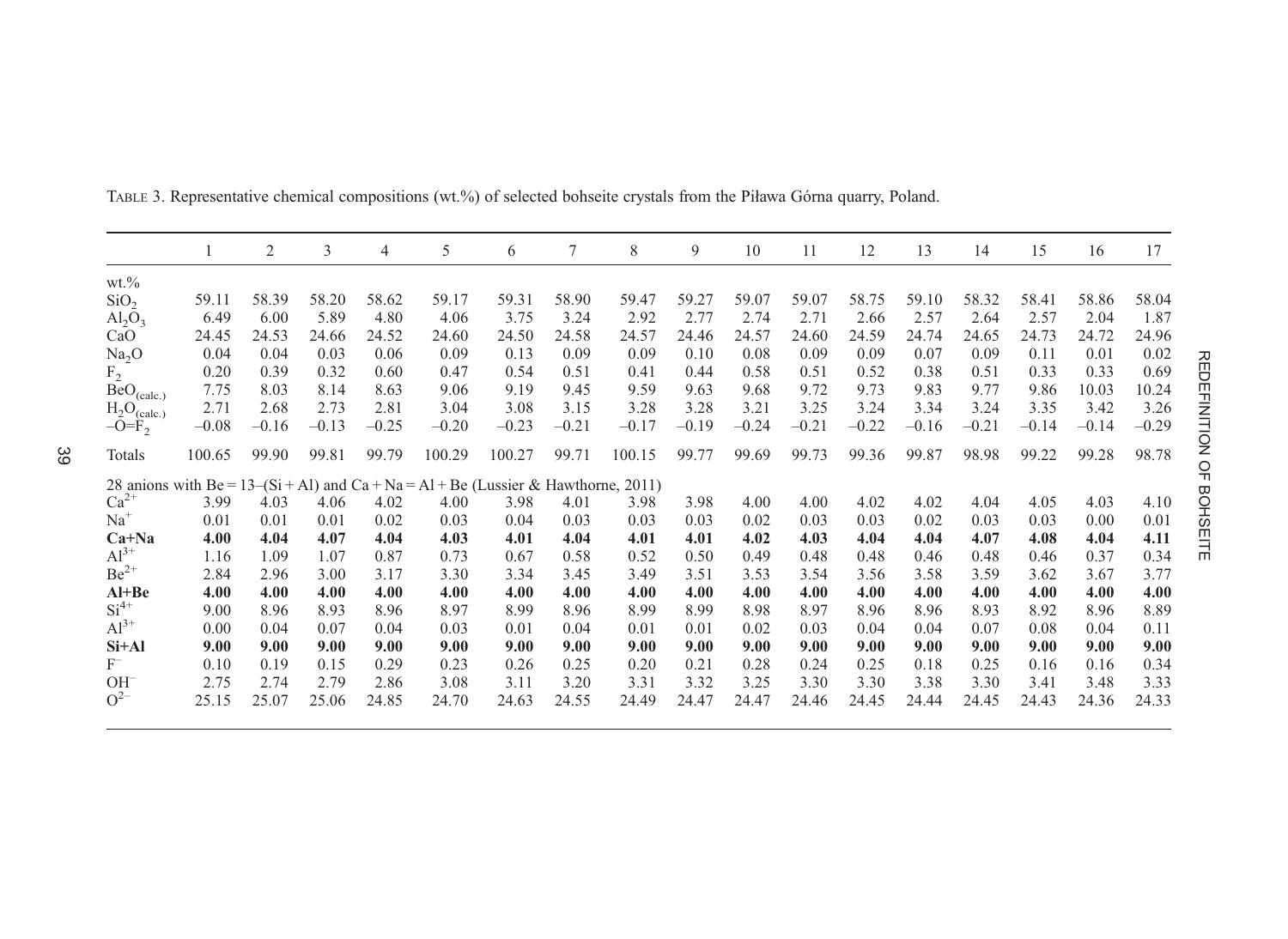TABLE 3. Representative chemical compositions (wt.%) of selected bohseite crystals from the Piława Górna quarry, Poland.

| | 1 | 2 | 3 | 4 | 5 | 6 | 7 | 8 | 9 | 10 | 11 | 12 | 13 | 14 | 15 | 16 | 17 |
|---|---|---|---|---|---|---|---|---|---|---|---|---|---|---|---|---|---|
| wt.% | | | | | | | | | | | | | | | | | |
| $SiO_2$ | 59.11 | 58.39 | 58.20 | 58.62 | 59.17 | 59.31 | 58.90 | 59.47 | 59.27 | 59.07 | 59.07 | 58.75 | 59.10 | 58.32 | 58.41 | 58.86 | 58.04 |
| $Al_2O_3$ | 6.49 | 6.00 | 5.89 | 4.80 | 4.06 | 3.75 | 3.24 | 2.92 | 2.77 | 2.74 | 2.71 | 2.66 | 2.57 | 2.64 | 2.57 | 2.04 | 1.87 |
| CaO | 24.45 | 24.53 | 24.66 | 24.52 | 24.60 | 24.50 | 24.58 | 24.57 | 24.46 | 24.57 | 24.60 | 24.59 | 24.74 | 24.65 | 24.73 | 24.72 | 24.96 |
| $Na_2O$ | 0.04 | 0.04 | 0.03 | 0.06 | 0.09 | 0.13 | 0.09 | 0.09 | 0.10 | 0.08 | 0.09 | 0.09 | 0.07 | 0.09 | 0.11 | 0.01 | 0.02 |
| $F_2$ | 0.20 | 0.39 | 0.32 | 0.60 | 0.47 | 0.54 | 0.51 | 0.41 | 0.44 | 0.58 | 0.51 | 0.52 | 0.38 | 0.51 | 0.33 | 0.33 | 0.69 |
| $BeO_{(calc.)}$ | 7.75 | 8.03 | 8.14 | 8.63 | 9.06 | 9.19 | 9.45 | 9.59 | 9.63 | 9.68 | 9.72 | 9.73 | 9.83 | 9.77 | 9.86 | 10.03 | 10.24 |
| $H_2O_{(calc.)}$ | 2.71 | 2.68 | 2.73 | 2.81 | 3.04 | 3.08 | 3.15 | 3.28 | 3.28 | 3.21 | 3.25 | 3.24 | 3.34 | 3.24 | 3.35 | 3.42 | 3.26 |
| $-O{=}F_2$ | −0.08 | −0.16 | −0.13 | −0.25 | −0.20 | −0.23 | −0.21 | −0.17 | −0.19 | −0.24 | −0.21 | −0.22 | −0.16 | −0.21 | −0.14 | −0.14 | −0.29 |
| Totals | 100.65 | 99.90 | 99.81 | 99.79 | 100.29 | 100.27 | 99.71 | 100.15 | 99.77 | 99.69 | 99.73 | 99.36 | 99.87 | 98.98 | 99.22 | 99.28 | 98.78 |
| 28 anions with Be = 13–(Si + Al) and Ca + Na = Al + Be (Lussier & Hawthorne, 2011) | | | | | | | | | | | | | | | | | |
| $Ca^{2+}$ | 3.99 | 4.03 | 4.06 | 4.02 | 4.00 | 3.98 | 4.01 | 3.98 | 3.98 | 4.00 | 4.00 | 4.02 | 4.02 | 4.04 | 4.05 | 4.03 | 4.10 |
| $Na^{+}$ | 0.01 | 0.01 | 0.01 | 0.02 | 0.03 | 0.04 | 0.03 | 0.03 | 0.03 | 0.02 | 0.03 | 0.03 | 0.02 | 0.03 | 0.03 | 0.00 | 0.01 |
| **Ca+Na** | **4.00** | **4.04** | **4.07** | **4.04** | **4.03** | **4.01** | **4.04** | **4.01** | **4.01** | **4.02** | **4.03** | **4.04** | **4.04** | **4.07** | **4.08** | **4.04** | **4.11** |
| $Al^{3+}$ | 1.16 | 1.09 | 1.07 | 0.87 | 0.73 | 0.67 | 0.58 | 0.52 | 0.50 | 0.49 | 0.48 | 0.48 | 0.46 | 0.48 | 0.46 | 0.37 | 0.34 |
| $Be^{2+}$ | 2.84 | 2.96 | 3.00 | 3.17 | 3.30 | 3.34 | 3.45 | 3.49 | 3.51 | 3.53 | 3.54 | 3.56 | 3.58 | 3.59 | 3.62 | 3.67 | 3.77 |
| **Al+Be** | **4.00** | **4.00** | **4.00** | **4.00** | **4.00** | **4.00** | **4.00** | **4.00** | **4.00** | **4.00** | **4.00** | **4.00** | **4.00** | **4.00** | **4.00** | **4.00** | **4.00** |
| $Si^{4+}$ | 9.00 | 8.96 | 8.93 | 8.96 | 8.97 | 8.99 | 8.96 | 8.99 | 8.99 | 8.98 | 8.97 | 8.96 | 8.96 | 8.93 | 8.92 | 8.96 | 8.89 |
| $Al^{3+}$ | 0.00 | 0.04 | 0.07 | 0.04 | 0.03 | 0.01 | 0.04 | 0.01 | 0.01 | 0.02 | 0.03 | 0.04 | 0.04 | 0.07 | 0.08 | 0.04 | 0.11 |
| **Si+Al** | **9.00** | **9.00** | **9.00** | **9.00** | **9.00** | **9.00** | **9.00** | **9.00** | **9.00** | **9.00** | **9.00** | **9.00** | **9.00** | **9.00** | **9.00** | **9.00** | **9.00** |
| $F^{-}$ | 0.10 | 0.19 | 0.15 | 0.29 | 0.23 | 0.26 | 0.25 | 0.20 | 0.21 | 0.28 | 0.24 | 0.25 | 0.18 | 0.25 | 0.16 | 0.16 | 0.34 |
| $OH^{-}$ | 2.75 | 2.74 | 2.79 | 2.86 | 3.08 | 3.11 | 3.20 | 3.31 | 3.32 | 3.25 | 3.30 | 3.30 | 3.38 | 3.30 | 3.41 | 3.48 | 3.33 |
| $O^{2-}$ | 25.15 | 25.07 | 25.06 | 24.85 | 24.70 | 24.63 | 24.55 | 24.49 | 24.47 | 24.47 | 24.46 | 24.45 | 24.44 | 24.45 | 24.43 | 24.36 | 24.33 |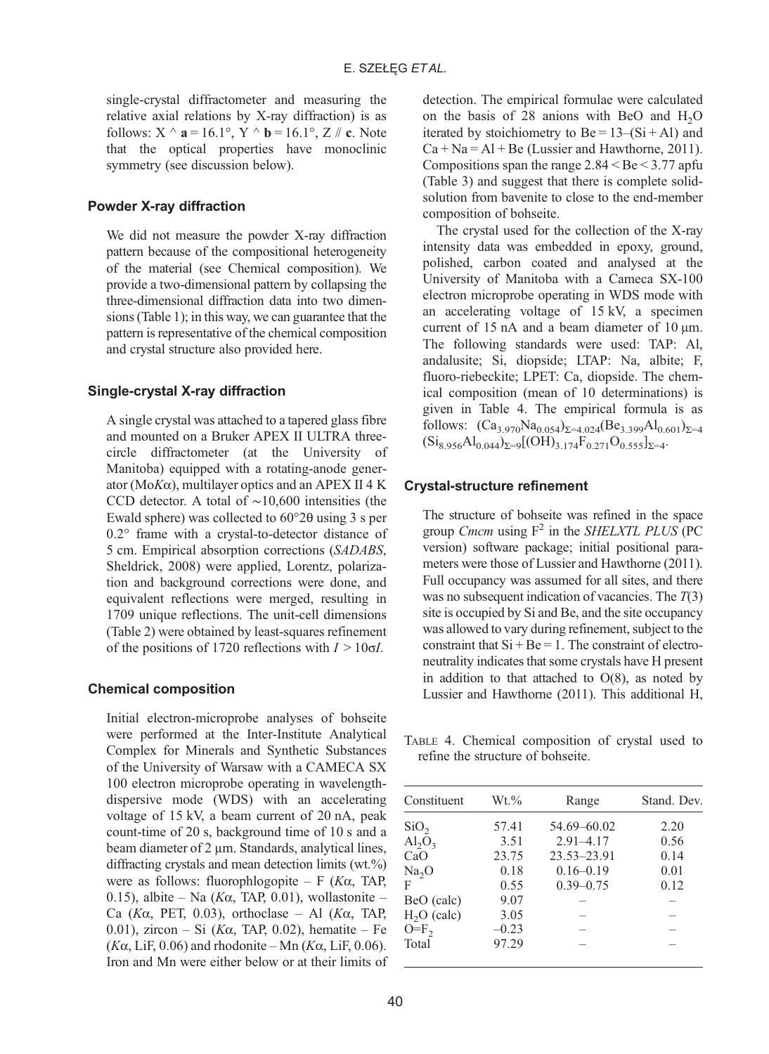single-crystal diffractometer and measuring the relative axial relations by X-ray diffraction) is as follows: X ^ **a** = 16.1°, Y ^ **b** = 16.1°, Z // **c**. Note that the optical properties have monoclinic symmetry (see discussion below).

### Powder X-ray diffraction

We did not measure the powder X-ray diffraction pattern because of the compositional heterogeneity of the material (see Chemical composition). We provide a two-dimensional pattern by collapsing the three-dimensional diffraction data into two dimensions (Table 1); in this way, we can guarantee that the pattern is representative of the chemical composition and crystal structure also provided here.

### Single-crystal X-ray diffraction

A single crystal was attached to a tapered glass fibre and mounted on a Bruker APEX II ULTRA three-circle diffractometer (at the University of Manitoba) equipped with a rotating-anode generator (Mo$K\alpha$), multilayer optics and an APEX II 4 K CCD detector. A total of ~10,600 intensities (the Ewald sphere) was collected to 60°2θ using 3 s per 0.2° frame with a crystal-to-detector distance of 5 cm. Empirical absorption corrections (*SADABS*, Sheldrick, 2008) were applied, Lorentz, polarization and background corrections were done, and equivalent reflections were merged, resulting in 1709 unique reflections. The unit-cell dimensions (Table 2) were obtained by least-squares refinement of the positions of 1720 reflections with $I > 10\sigma I$.

### Chemical composition

Initial electron-microprobe analyses of bohseite were performed at the Inter-Institute Analytical Complex for Minerals and Synthetic Substances of the University of Warsaw with a CAMECA SX 100 electron microprobe operating in wavelength-dispersive mode (WDS) with an accelerating voltage of 15 kV, a beam current of 20 nA, peak count-time of 20 s, background time of 10 s and a beam diameter of 2 μm. Standards, analytical lines, diffracting crystals and mean detection limits (wt.%) were as follows: fluorophlogopite – F ($K\alpha$, TAP, 0.15), albite – Na ($K\alpha$, TAP, 0.01), wollastonite – Ca ($K\alpha$, PET, 0.03), orthoclase – Al ($K\alpha$, TAP, 0.01), zircon – Si ($K\alpha$, TAP, 0.02), hematite – Fe ($K\alpha$, LiF, 0.06) and rhodonite – Mn ($K\alpha$, LiF, 0.06). Iron and Mn were either below or at their limits of detection. The empirical formulae were calculated on the basis of 28 anions with BeO and $H_2O$ iterated by stoichiometry to Be = 13–(Si + Al) and Ca + Na = Al + Be (Lussier and Hawthorne, 2011). Compositions span the range 2.84 < Be < 3.77 apfu (Table 3) and suggest that there is complete solid-solution from bavenite to close to the end-member composition of bohseite.

The crystal used for the collection of the X-ray intensity data was embedded in epoxy, ground, polished, carbon coated and analysed at the University of Manitoba with a Cameca SX-100 electron microprobe operating in WDS mode with an accelerating voltage of 15 kV, a specimen current of 15 nA and a beam diameter of 10 μm. The following standards were used: TAP: Al, andalusite; Si, diopside; LTAP: Na, albite; F, fluoro-riebeckite; LPET: Ca, diopside. The chemical composition (mean of 10 determinations) is given in Table 4. The empirical formula is as follows: $(Ca_{3.970}Na_{0.054})_{\Sigma=4.024}(Be_{3.399}Al_{0.601})_{\Sigma=4}(Si_{8.956}Al_{0.044})_{\Sigma=9}[(OH)_{3.174}F_{0.271}O_{0.555}]_{\Sigma=4}$.

### Crystal-structure refinement

The structure of bohseite was refined in the space group *Cmcm* using $F^2$ in the *SHELXTL PLUS* (PC version) software package; initial positional parameters were those of Lussier and Hawthorne (2011). Full occupancy was assumed for all sites, and there was no subsequent indication of vacancies. The *T*(3) site is occupied by Si and Be, and the site occupancy was allowed to vary during refinement, subject to the constraint that Si + Be = 1. The constraint of electroneutrality indicates that some crystals have H present in addition to that attached to O(8), as noted by Lussier and Hawthorne (2011). This additional H,

TABLE 4. Chemical composition of crystal used to refine the structure of bohseite.

| Constituent | Wt.% | Range | Stand. Dev. |
|---|---|---|---|
| $SiO_2$ | 57.41 | 54.69–60.02 | 2.20 |
| $Al_2O_3$ | 3.51 | 2.91–4.17 | 0.56 |
| CaO | 23.75 | 23.53–23.91 | 0.14 |
| $Na_2O$ | 0.18 | 0.16–0.19 | 0.01 |
| F | 0.55 | 0.39–0.75 | 0.12 |
| BeO (calc) | 9.07 | – | – |
| $H_2O$ (calc) | 3.05 | – | – |
| $O{=}F_2$ | –0.23 | – | – |
| Total | 97.29 | – | – |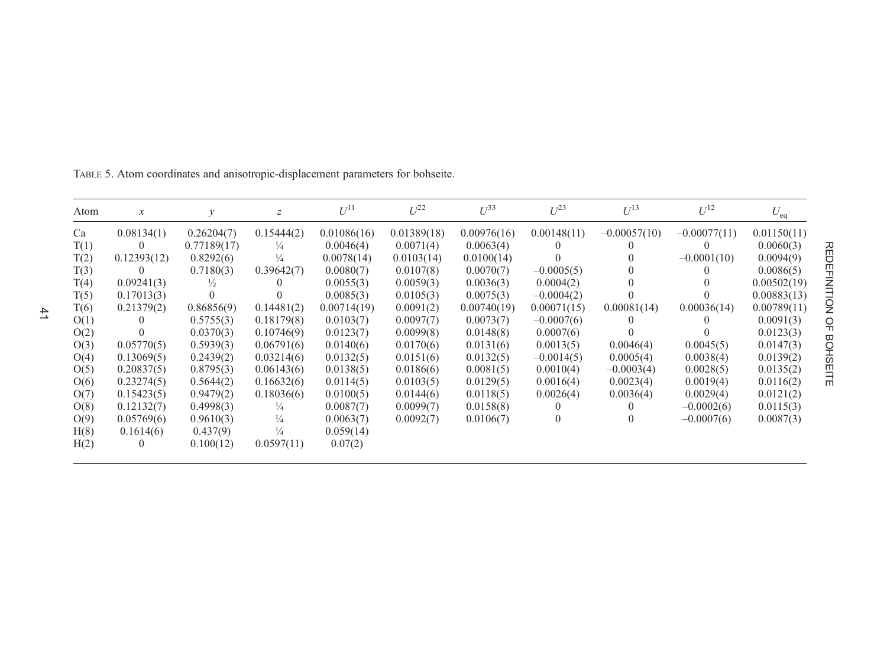TABLE 5. Atom coordinates and anisotropic-displacement parameters for bohseite.

| Atom | $x$ | $y$ | $z$ | $U^{11}$ | $U^{22}$ | $U^{33}$ | $U^{23}$ | $U^{13}$ | $U^{12}$ | $U_{eq}$ |
|---|---|---|---|---|---|---|---|---|---|---|
| Ca | 0.08134(1) | 0.26204(7) | 0.15444(2) | 0.01086(16) | 0.01389(18) | 0.00976(16) | 0.00148(11) | –0.00057(10) | –0.00077(11) | 0.01150(11) |
| T(1) | 0 | 0.77189(17) | ¼ | 0.0046(4) | 0.0071(4) | 0.0063(4) | 0 | 0 | 0 | 0.0060(3) |
| T(2) | 0.12393(12) | 0.8292(6) | ¼ | 0.0078(14) | 0.0103(14) | 0.0100(14) | 0 | 0 | –0.0001(10) | 0.0094(9) |
| T(3) | 0 | 0.7180(3) | 0.39642(7) | 0.0080(7) | 0.0107(8) | 0.0070(7) | –0.0005(5) | 0 | 0 | 0.0086(5) |
| T(4) | 0.09241(3) | ½ | 0 | 0.0055(3) | 0.0059(3) | 0.0036(3) | 0.0004(2) | 0 | 0 | 0.00502(19) |
| T(5) | 0.17013(3) | 0 | 0 | 0.0085(3) | 0.0105(3) | 0.0075(3) | –0.0004(2) | 0 | 0 | 0.00883(13) |
| T(6) | 0.21379(2) | 0.86856(9) | 0.14481(2) | 0.00714(19) | 0.0091(2) | 0.00740(19) | 0.00071(15) | 0.00081(14) | 0.00036(14) | 0.00789(11) |
| O(1) | 0 | 0.5755(3) | 0.18179(8) | 0.0103(7) | 0.0097(7) | 0.0073(7) | –0.0007(6) | 0 | 0 | 0.0091(3) |
| O(2) | 0 | 0.0370(3) | 0.10746(9) | 0.0123(7) | 0.0099(8) | 0.0148(8) | 0.0007(6) | 0 | 0 | 0.0123(3) |
| O(3) | 0.05770(5) | 0.5939(3) | 0.06791(6) | 0.0140(6) | 0.0170(6) | 0.0131(6) | 0.0013(5) | 0.0046(4) | 0.0045(5) | 0.0147(3) |
| O(4) | 0.13069(5) | 0.2439(2) | 0.03214(6) | 0.0132(5) | 0.0151(6) | 0.0132(5) | –0.0014(5) | 0.0005(4) | 0.0038(4) | 0.0139(2) |
| O(5) | 0.20837(5) | 0.8795(3) | 0.06143(6) | 0.0138(5) | 0.0186(6) | 0.0081(5) | 0.0010(4) | –0.0003(4) | 0.0028(5) | 0.0135(2) |
| O(6) | 0.23274(5) | 0.5644(2) | 0.16632(6) | 0.0114(5) | 0.0103(5) | 0.0129(5) | 0.0016(4) | 0.0023(4) | 0.0019(4) | 0.0116(2) |
| O(7) | 0.15423(5) | 0.9479(2) | 0.18036(6) | 0.0100(5) | 0.0144(6) | 0.0118(5) | 0.0026(4) | 0.0036(4) | 0.0029(4) | 0.0121(2) |
| O(8) | 0.12132(7) | 0.4998(3) | ¼ | 0.0087(7) | 0.0099(7) | 0.0158(8) | 0 | 0 | –0.0002(6) | 0.0115(3) |
| O(9) | 0.05769(6) | 0.9610(3) | ¼ | 0.0063(7) | 0.0092(7) | 0.0106(7) | 0 | 0 | –0.0007(6) | 0.0087(3) |
| H(8) | 0.1614(6) | 0.437(9) | ¼ | 0.059(14) | | | | | | |
| H(2) | 0 | 0.100(12) | 0.0597(11) | 0.07(2) | | | | | | |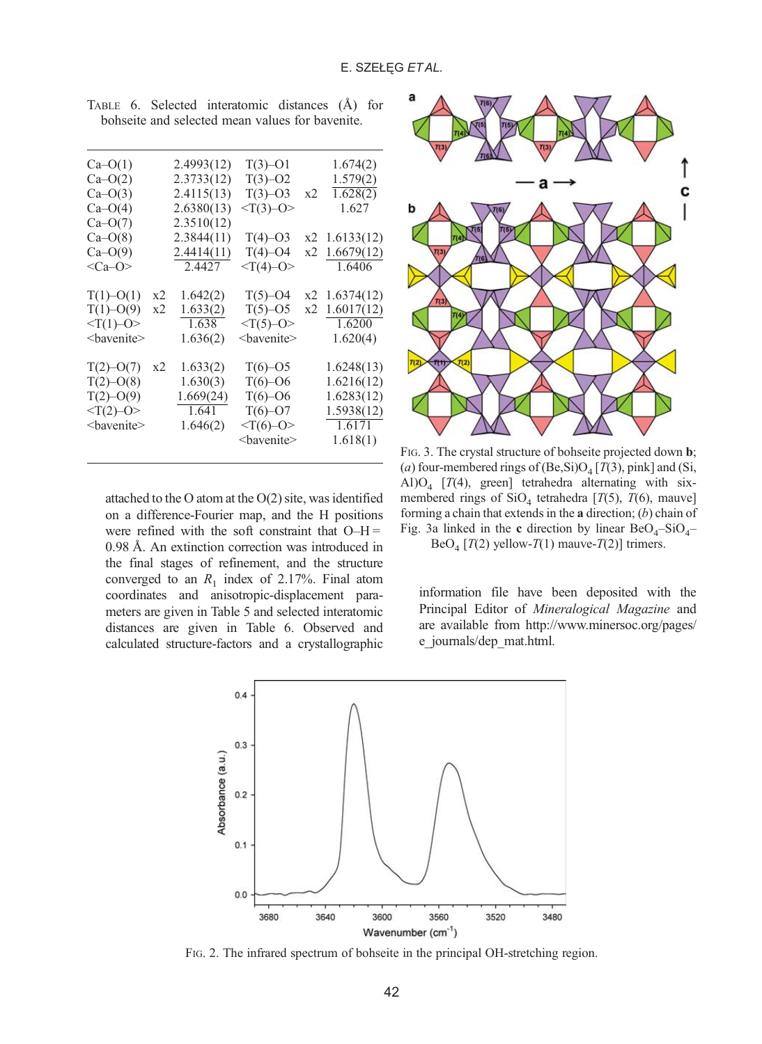TABLE 6. Selected interatomic distances (Å) for bohseite and selected mean values for bavenite.

| | | | | | |
|---|---|---|---|---|---|
| Ca–O(1) | | 2.4993(12) | T(3)–O1 | | 1.674(2) |
| Ca–O(2) | | 2.3733(12) | T(3)–O2 | | 1.579(2) |
| Ca–O(3) | | 2.4115(13) | T(3)–O3 | x2 | 1.628(2) |
| Ca–O(4) | | 2.6380(13) | <T(3)–O> | | 1.627 |
| Ca–O(7) | | 2.3510(12) | | | |
| Ca–O(8) | | 2.3844(11) | T(4)–O3 | x2 | 1.6133(12) |
| Ca–O(9) | | 2.4414(11) | T(4)–O4 | x2 | 1.6679(12) |
| <Ca–O> | | 2.4427 | <T(4)–O> | | 1.6406 |
| | | | | | |
| T(1)–O(1) | x2 | 1.642(2) | T(5)–O4 | x2 | 1.6374(12) |
| T(1)–O(9) | x2 | 1.633(2) | T(5)–O5 | x2 | 1.6017(12) |
| <T(1)–O> | | 1.638 | <T(5)–O> | | 1.6200 |
| <bavenite> | | 1.636(2) | <bavenite> | | 1.620(4) |
| | | | | | |
| T(2)–O(7) | x2 | 1.633(2) | T(6)–O5 | | 1.6248(13) |
| T(2)–O(8) | | 1.630(3) | T(6)–O6 | | 1.6216(12) |
| T(2)–O(9) | | 1.669(24) | T(6)–O6 | | 1.6283(12) |
| <T(2)–O> | | 1.641 | T(6)–O7 | | 1.5938(12) |
| <bavenite> | | 1.646(2) | <T(6)–O> | | 1.6171 |
| | | | <bavenite> | | 1.618(1) |

attached to the O atom at the O(2) site, was identified on a difference-Fourier map, and the H positions were refined with the soft constraint that O–H = 0.98 Å. An extinction correction was introduced in the final stages of refinement, and the structure converged to an $R_1$ index of 2.17%. Final atom coordinates and anisotropic-displacement parameters are given in Table 5 and selected interatomic distances are given in Table 6. Observed and calculated structure-factors and a crystallographic information file have been deposited with the Principal Editor of *Mineralogical Magazine* and are available from http://www.minersoc.org/pages/e_journals/dep_mat.html.

FIG. 3. The crystal structure of bohseite projected down **b**; (*a*) four-membered rings of $(Be,Si)O_4$ [*T*(3), pink] and $(Si,Al)O_4$ [*T*(4), green] tetrahedra alternating with six-membered rings of $SiO_4$ tetrahedra [*T*(5), *T*(6), mauve] forming a chain that extends in the **a** direction; (*b*) chain of Fig. 3a linked in the **c** direction by linear $BeO_4$–$SiO_4$–$BeO_4$ [*T*(2) yellow-*T*(1) mauve-*T*(2)] trimers.

FIG. 2. The infrared spectrum of bohseite in the principal OH-stretching region.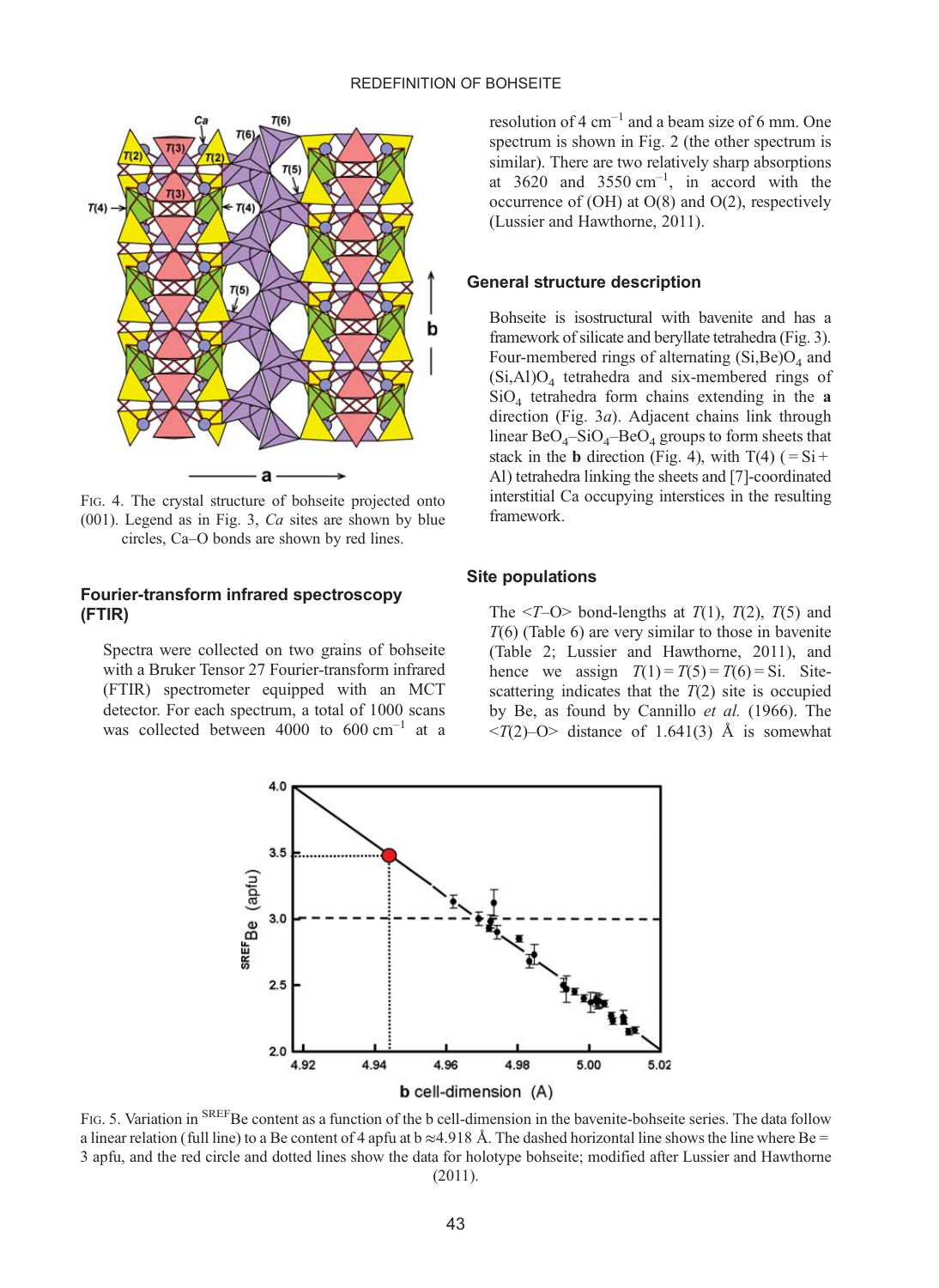FIG. 4. The crystal structure of bohseite projected onto (001). Legend as in Fig. 3, *Ca* sites are shown by blue circles, Ca–O bonds are shown by red lines.

### Fourier-transform infrared spectroscopy (FTIR)

Spectra were collected on two grains of bohseite with a Bruker Tensor 27 Fourier-transform infrared (FTIR) spectrometer equipped with an MCT detector. For each spectrum, a total of 1000 scans was collected between 4000 to 600 $cm^{-1}$ at a resolution of 4 $cm^{-1}$ and a beam size of 6 mm. One spectrum is shown in Fig. 2 (the other spectrum is similar). There are two relatively sharp absorptions at 3620 and 3550 $cm^{-1}$, in accord with the occurrence of (OH) at O(8) and O(2), respectively (Lussier and Hawthorne, 2011).

### General structure description

Bohseite is isostructural with bavenite and has a framework of silicate and beryllate tetrahedra (Fig. 3). Four-membered rings of alternating $(Si,Be)O_4$ and $(Si,Al)O_4$ tetrahedra and six-membered rings of $SiO_4$ tetrahedra form chains extending in the **a** direction (Fig. 3*a*). Adjacent chains link through linear $BeO_4$–$SiO_4$–$BeO_4$ groups to form sheets that stack in the **b** direction (Fig. 4), with T(4) (= Si + Al) tetrahedra linking the sheets and [7]-coordinated interstitial Ca occupying interstices in the resulting framework.

### Site populations

The <*T*–O> bond-lengths at *T*(1), *T*(2), *T*(5) and *T*(6) (Table 6) are very similar to those in bavenite (Table 2; Lussier and Hawthorne, 2011), and hence we assign *T*(1) = *T*(5) = *T*(6) = Si. Site-scattering indicates that the *T*(2) site is occupied by Be, as found by Cannillo *et al.* (1966). The <*T*(2)–O> distance of 1.641(3) Å is somewhat

FIG. 5. Variation in $^{SREF}$Be content as a function of the b cell-dimension in the bavenite-bohseite series. The data follow a linear relation (full line) to a Be content of 4 apfu at b ≈4.918 Å. The dashed horizontal line shows the line where Be = 3 apfu, and the red circle and dotted lines show the data for holotype bohseite; modified after Lussier and Hawthorne (2011).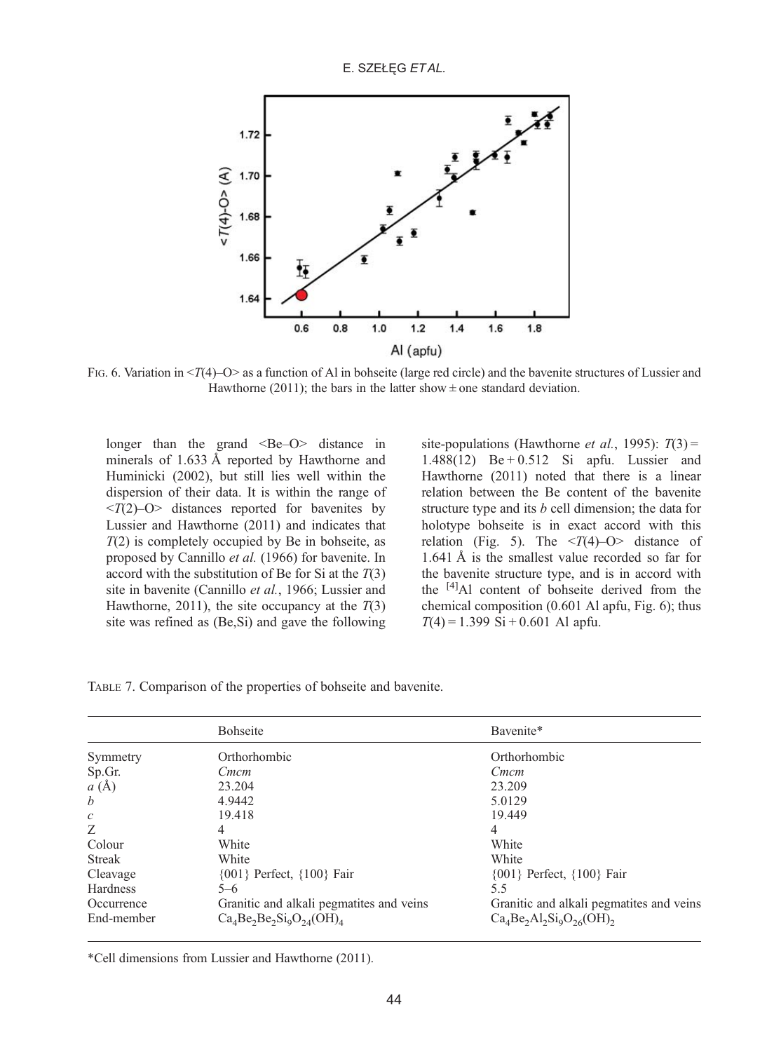FIG. 6. Variation in <*T*(4)–O> as a function of Al in bohseite (large red circle) and the bavenite structures of Lussier and Hawthorne (2011); the bars in the latter show ± one standard deviation.

longer than the grand <Be–O> distance in minerals of 1.633 Å reported by Hawthorne and Huminicki (2002), but still lies well within the dispersion of their data. It is within the range of <*T*(2)–O> distances reported for bavenites by Lussier and Hawthorne (2011) and indicates that *T*(2) is completely occupied by Be in bohseite, as proposed by Cannillo *et al.* (1966) for bavenite. In accord with the substitution of Be for Si at the *T*(3) site in bavenite (Cannillo *et al.*, 1966; Lussier and Hawthorne, 2011), the site occupancy at the *T*(3) site was refined as (Be,Si) and gave the following site-populations (Hawthorne *et al.*, 1995): *T*(3) = 1.488(12) Be + 0.512 Si apfu. Lussier and Hawthorne (2011) noted that there is a linear relation between the Be content of the bavenite structure type and its *b* cell dimension; the data for holotype bohseite is in exact accord with this relation (Fig. 5). The <*T*(4)–O> distance of 1.641 Å is the smallest value recorded so far for the bavenite structure type, and is in accord with the $^{[4]}$Al content of bohseite derived from the chemical composition (0.601 Al apfu, Fig. 6); thus *T*(4) = 1.399 Si + 0.601 Al apfu.

TABLE 7. Comparison of the properties of bohseite and bavenite.

| | Bohseite | Bavenite* |
|---|---|---|
| Symmetry | Orthorhombic | Orthorhombic |
| Sp.Gr. | *Cmcm* | *Cmcm* |
| *a* (Å) | 23.204 | 23.209 |
| *b* | 4.9442 | 5.0129 |
| *c* | 19.418 | 19.449 |
| Z | 4 | 4 |
| Colour | White | White |
| Streak | White | White |
| Cleavage | {001} Perfect, {100} Fair | {001} Perfect, {100} Fair |
| Hardness | 5–6 | 5.5 |
| Occurrence | Granitic and alkali pegmatites and veins | Granitic and alkali pegmatites and veins |
| End-member | $Ca_4Be_2Be_2Si_9O_{24}(OH)_4$ | $Ca_4Be_2Al_2Si_9O_{26}(OH)_2$ |

*Cell dimensions from Lussier and Hawthorne (2011).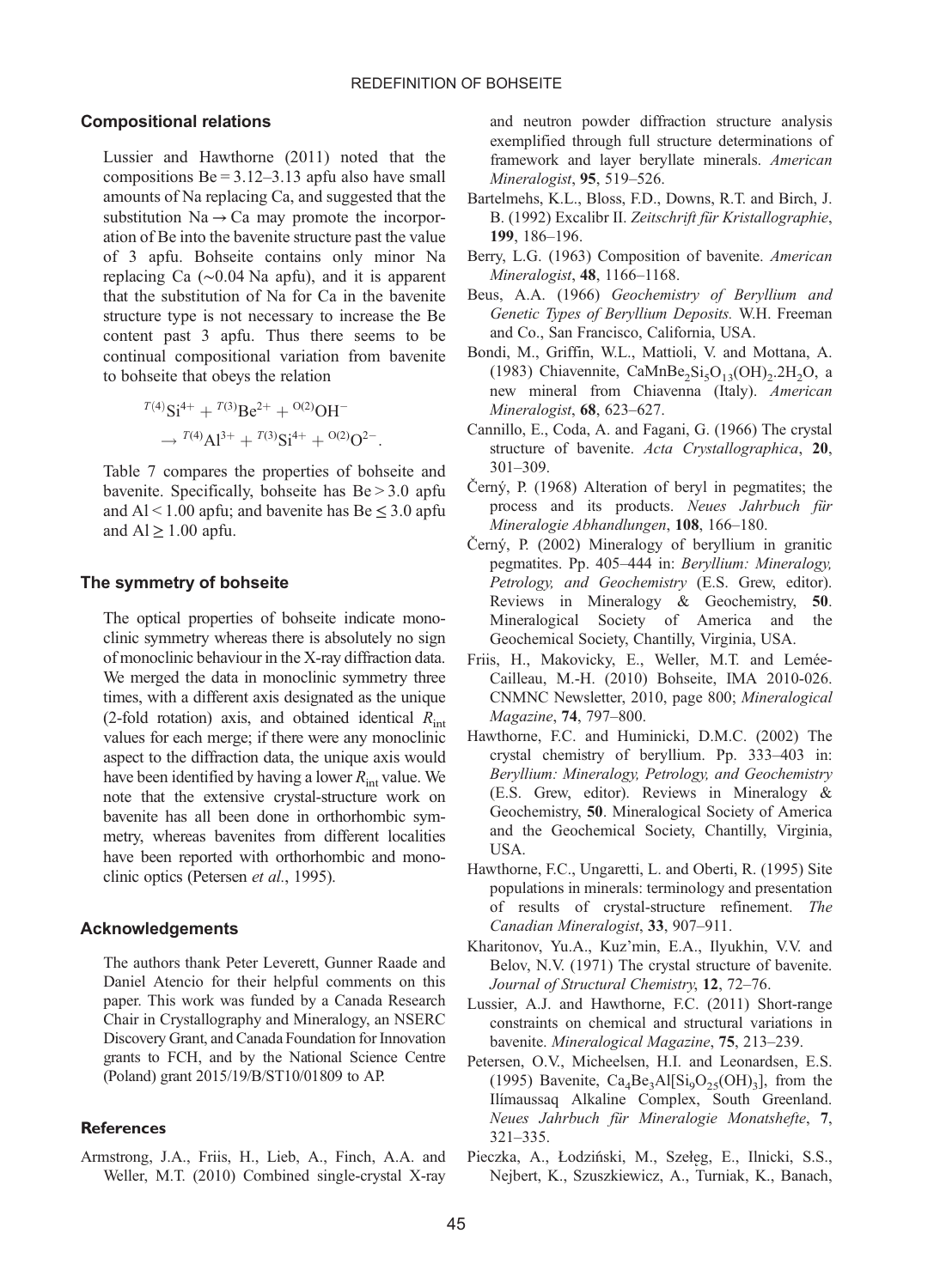## Compositional relations

Lussier and Hawthorne (2011) noted that the compositions Be = 3.12–3.13 apfu also have small amounts of Na replacing Ca, and suggested that the substitution Na → Ca may promote the incorporation of Be into the bavenite structure past the value of 3 apfu. Bohseite contains only minor Na replacing Ca (~0.04 Na apfu), and it is apparent that the substitution of Na for Ca in the bavenite structure type is not necessary to increase the Be content past 3 apfu. Thus there seems to be continual compositional variation from bavenite to bohseite that obeys the relation

$$^{T(4)}\mathrm{Si}^{4+} + {}^{T(3)}\mathrm{Be}^{2+} + {}^{\mathrm{O}(2)}\mathrm{OH}^{-} \rightarrow {}^{T(4)}\mathrm{Al}^{3+} + {}^{T(3)}\mathrm{Si}^{4+} + {}^{\mathrm{O}(2)}\mathrm{O}^{2-}.$$

Table 7 compares the properties of bohseite and bavenite. Specifically, bohseite has Be > 3.0 apfu and Al < 1.00 apfu; and bavenite has Be ≤ 3.0 apfu and Al ≥ 1.00 apfu.

## The symmetry of bohseite

The optical properties of bohseite indicate monoclinic symmetry whereas there is absolutely no sign of monoclinic behaviour in the X-ray diffraction data. We merged the data in monoclinic symmetry three times, with a different axis designated as the unique (2-fold rotation) axis, and obtained identical $R_{\mathrm{int}}$ values for each merge; if there were any monoclinic aspect to the diffraction data, the unique axis would have been identified by having a lower $R_{\mathrm{int}}$ value. We note that the extensive crystal-structure work on bavenite has all been done in orthorhombic symmetry, whereas bavenites from different localities have been reported with orthorhombic and monoclinic optics (Petersen *et al.*, 1995).

## Acknowledgements

The authors thank Peter Leverett, Gunner Raade and Daniel Atencio for their helpful comments on this paper. This work was funded by a Canada Research Chair in Crystallography and Mineralogy, an NSERC Discovery Grant, and Canada Foundation for Innovation grants to FCH, and by the National Science Centre (Poland) grant 2015/19/B/ST10/01809 to AP.

## References

Armstrong, J.A., Friis, H., Lieb, A., Finch, A.A. and Weller, M.T. (2010) Combined single-crystal X-ray and neutron powder diffraction structure analysis exemplified through full structure determinations of framework and layer beryllate minerals. *American Mineralogist*, **95**, 519–526.

Bartelmehs, K.L., Bloss, F.D., Downs, R.T. and Birch, J. B. (1992) Excalibr II. *Zeitschrift für Kristallographie*, **199**, 186–196.

Berry, L.G. (1963) Composition of bavenite. *American Mineralogist*, **48**, 1166–1168.

Beus, A.A. (1966) *Geochemistry of Beryllium and Genetic Types of Beryllium Deposits.* W.H. Freeman and Co., San Francisco, California, USA.

Bondi, M., Griffin, W.L., Mattioli, V. and Mottana, A. (1983) Chiavennite, $\mathrm{CaMnBe_2Si_5O_{13}(OH)_2.2H_2O}$, a new mineral from Chiavenna (Italy). *American Mineralogist*, **68**, 623–627.

Cannillo, E., Coda, A. and Fagani, G. (1966) The crystal structure of bavenite. *Acta Crystallographica*, **20**, 301–309.

Černý, P. (1968) Alteration of beryl in pegmatites; the process and its products. *Neues Jahrbuch für Mineralogie Abhandlungen*, **108**, 166–180.

Černý, P. (2002) Mineralogy of beryllium in granitic pegmatites. Pp. 405–444 in: *Beryllium: Mineralogy, Petrology, and Geochemistry* (E.S. Grew, editor). Reviews in Mineralogy & Geochemistry, **50**. Mineralogical Society of America and the Geochemical Society, Chantilly, Virginia, USA.

Friis, H., Makovicky, E., Weller, M.T. and Lemée-Cailleau, M.-H. (2010) Bohseite, IMA 2010-026. CNMNC Newsletter, 2010, page 800; *Mineralogical Magazine*, **74**, 797–800.

Hawthorne, F.C. and Huminicki, D.M.C. (2002) The crystal chemistry of beryllium. Pp. 333–403 in: *Beryllium: Mineralogy, Petrology, and Geochemistry* (E.S. Grew, editor). Reviews in Mineralogy & Geochemistry, **50**. Mineralogical Society of America and the Geochemical Society, Chantilly, Virginia, USA.

Hawthorne, F.C., Ungaretti, L. and Oberti, R. (1995) Site populations in minerals: terminology and presentation of results of crystal-structure refinement. *The Canadian Mineralogist*, **33**, 907–911.

Kharitonov, Yu.A., Kuz'min, E.A., Ilyukhin, V.V. and Belov, N.V. (1971) The crystal structure of bavenite. *Journal of Structural Chemistry*, **12**, 72–76.

Lussier, A.J. and Hawthorne, F.C. (2011) Short-range constraints on chemical and structural variations in bavenite. *Mineralogical Magazine*, **75**, 213–239.

Petersen, O.V., Micheelsen, H.I. and Leonardsen, E.S. (1995) Bavenite, $\mathrm{Ca_4Be_3Al[Si_9O_{25}(OH)_3]}$, from the Ilímaussaq Alkaline Complex, South Greenland. *Neues Jahrbuch für Mineralogie Monatshefte*, **7**, 321–335.

Pieczka, A., Łodziński, M., Szełęg, E., Ilnicki, S.S., Nejbert, K., Szuszkiewicz, A., Turniak, K., Banach,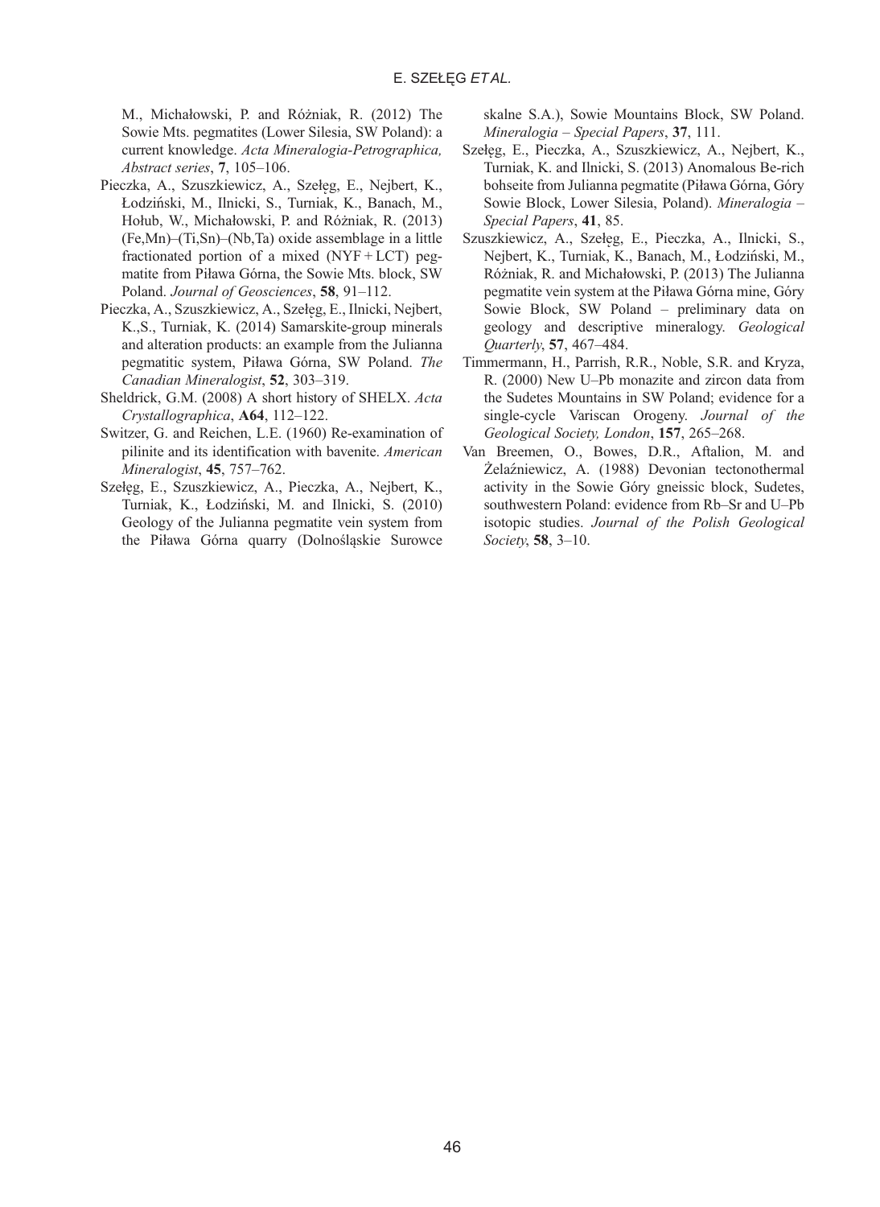M., Michałowski, P. and Różniak, R. (2012) The Sowie Mts. pegmatites (Lower Silesia, SW Poland): a current knowledge. *Acta Mineralogia-Petrographica, Abstract series*, **7**, 105–106.

Pieczka, A., Szuszkiewicz, A., Szełęg, E., Nejbert, K., Łodziński, M., Ilnicki, S., Turniak, K., Banach, M., Hołub, W., Michałowski, P. and Różniak, R. (2013) (Fe,Mn)–(Ti,Sn)–(Nb,Ta) oxide assemblage in a little fractionated portion of a mixed (NYF + LCT) pegmatite from Piława Górna, the Sowie Mts. block, SW Poland. *Journal of Geosciences*, **58**, 91–112.

Pieczka, A., Szuszkiewicz, A., Szełęg, E., Ilnicki, Nejbert, K.,S., Turniak, K. (2014) Samarskite-group minerals and alteration products: an example from the Julianna pegmatitic system, Piława Górna, SW Poland. *The Canadian Mineralogist*, **52**, 303–319.

Sheldrick, G.M. (2008) A short history of SHELX. *Acta Crystallographica*, **A64**, 112–122.

Switzer, G. and Reichen, L.E. (1960) Re-examination of pilinite and its identification with bavenite. *American Mineralogist*, **45**, 757–762.

Szełęg, E., Szuszkiewicz, A., Pieczka, A., Nejbert, K., Turniak, K., Łodziński, M. and Ilnicki, S. (2010) Geology of the Julianna pegmatite vein system from the Piława Górna quarry (Dolnośląskie Surowce skalne S.A.), Sowie Mountains Block, SW Poland. *Mineralogia – Special Papers*, **37**, 111.

Szełęg, E., Pieczka, A., Szuszkiewicz, A., Nejbert, K., Turniak, K. and Ilnicki, S. (2013) Anomalous Be-rich bohseite from Julianna pegmatite (Piława Górna, Góry Sowie Block, Lower Silesia, Poland). *Mineralogia – Special Papers*, **41**, 85.

Szuszkiewicz, A., Szełęg, E., Pieczka, A., Ilnicki, S., Nejbert, K., Turniak, K., Banach, M., Łodziński, M., Różniak, R. and Michałowski, P. (2013) The Julianna pegmatite vein system at the Piława Górna mine, Góry Sowie Block, SW Poland – preliminary data on geology and descriptive mineralogy. *Geological Quarterly*, **57**, 467–484.

Timmermann, H., Parrish, R.R., Noble, S.R. and Kryza, R. (2000) New U–Pb monazite and zircon data from the Sudetes Mountains in SW Poland; evidence for a single-cycle Variscan Orogeny. *Journal of the Geological Society, London*, **157**, 265–268.

Van Breemen, O., Bowes, D.R., Aftalion, M. and Żelaźniewicz, A. (1988) Devonian tectonothermal activity in the Sowie Góry gneissic block, Sudetes, southwestern Poland: evidence from Rb–Sr and U–Pb isotopic studies. *Journal of the Polish Geological Society*, **58**, 3–10.